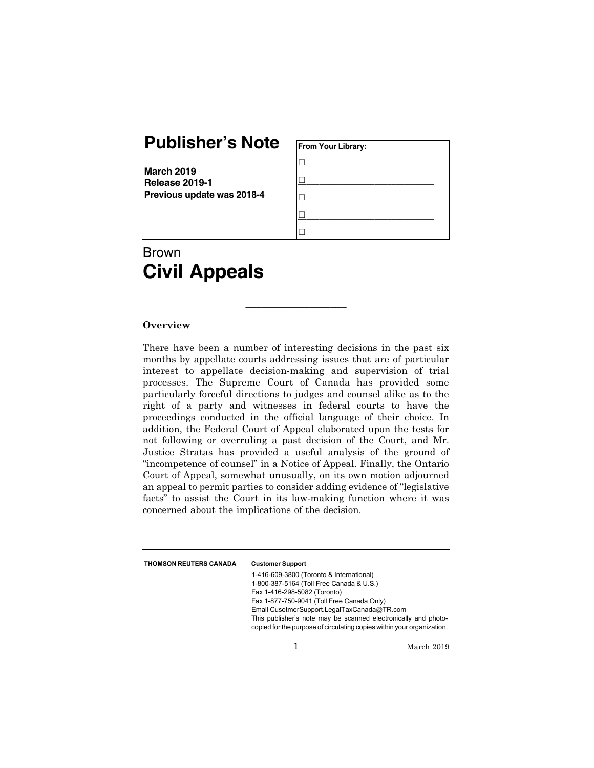# Publisher's Note

**March 2019**
**Release 2019-1**
**Previous update was 2018-4**

**From Your Library:**

☐ ____________________________

☐ ____________________________

☐ ____________________________

☐ ____________________________

☐

Brown

## Civil Appeals

---

### Overview

There have been a number of interesting decisions in the past six months by appellate courts addressing issues that are of particular interest to appellate decision-making and supervision of trial processes. The Supreme Court of Canada has provided some particularly forceful directions to judges and counsel alike as to the right of a party and witnesses in federal courts to have the proceedings conducted in the official language of their choice. In addition, the Federal Court of Appeal elaborated upon the tests for not following or overruling a past decision of the Court, and Mr. Justice Stratas has provided a useful analysis of the ground of "incompetence of counsel" in a Notice of Appeal. Finally, the Ontario Court of Appeal, somewhat unusually, on its own motion adjourned an appeal to permit parties to consider adding evidence of "legislative facts" to assist the Court in its law-making function where it was concerned about the implications of the decision.

---

**THOMSON REUTERS CANADA**

**Customer Support**

1-416-609-3800 (Toronto & International)
1-800-387-5164 (Toll Free Canada & U.S.)
Fax 1-416-298-5082 (Toronto)
Fax 1-877-750-9041 (Toll Free Canada Only)
Email CusotmerSupport.LegalTaxCanada@TR.com
This publisher's note may be scanned electronically and photocopied for the purpose of circulating copies within your organization.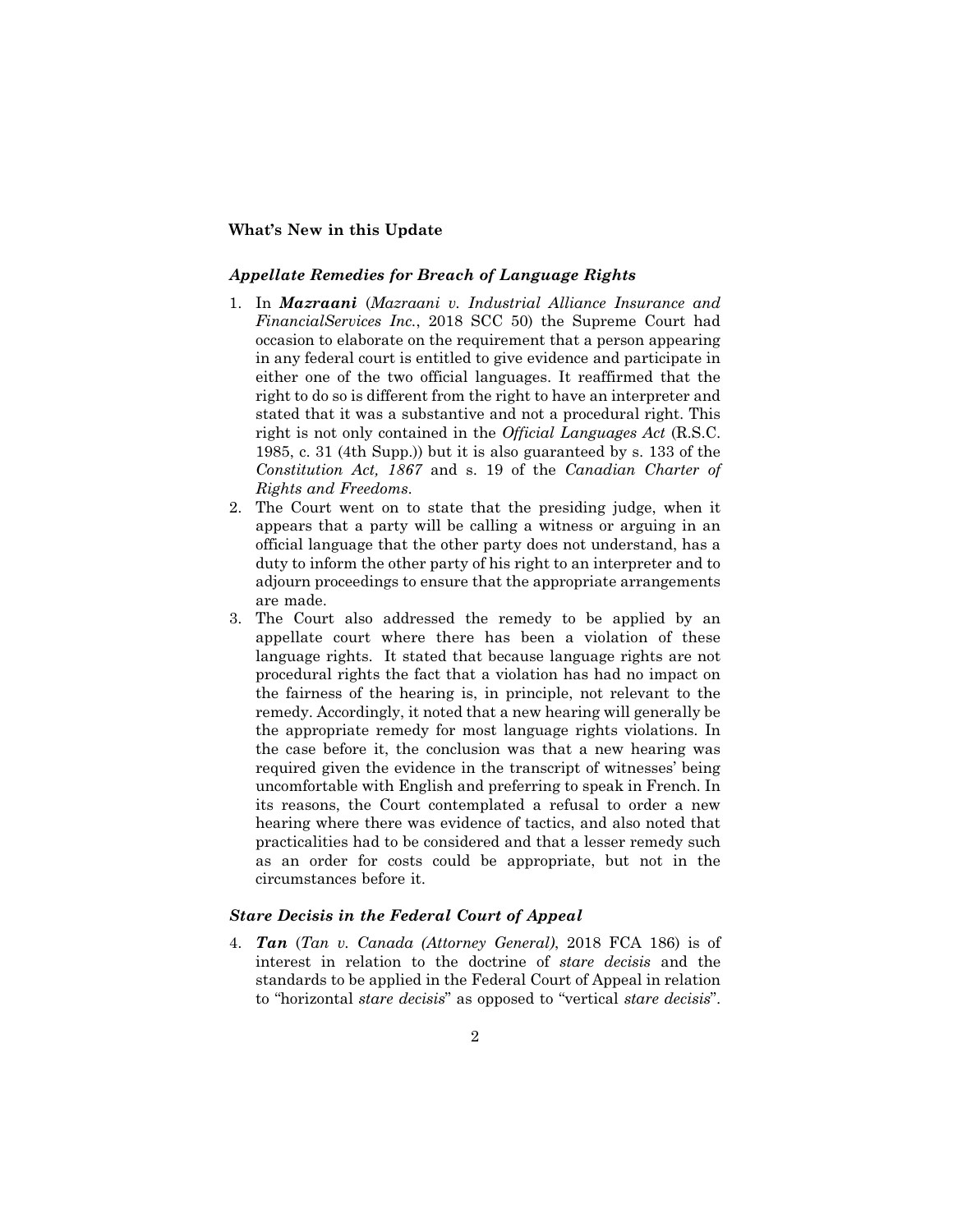**What's New in this Update**

### *Appellate Remedies for Breach of Language Rights*

1. In ***Mazraani*** (*Mazraani v. Industrial Alliance Insurance and FinancialServices Inc.*, 2018 SCC 50) the Supreme Court had occasion to elaborate on the requirement that a person appearing in any federal court is entitled to give evidence and participate in either one of the two official languages. It reaffirmed that the right to do so is different from the right to have an interpreter and stated that it was a substantive and not a procedural right. This right is not only contained in the *Official Languages Act* (R.S.C. 1985, c. 31 (4th Supp.)) but it is also guaranteed by s. 133 of the *Constitution Act, 1867* and s. 19 of the *Canadian Charter of Rights and Freedoms*.
2. The Court went on to state that the presiding judge, when it appears that a party will be calling a witness or arguing in an official language that the other party does not understand, has a duty to inform the other party of his right to an interpreter and to adjourn proceedings to ensure that the appropriate arrangements are made.
3. The Court also addressed the remedy to be applied by an appellate court where there has been a violation of these language rights. It stated that because language rights are not procedural rights the fact that a violation has had no impact on the fairness of the hearing is, in principle, not relevant to the remedy. Accordingly, it noted that a new hearing will generally be the appropriate remedy for most language rights violations. In the case before it, the conclusion was that a new hearing was required given the evidence in the transcript of witnesses' being uncomfortable with English and preferring to speak in French. In its reasons, the Court contemplated a refusal to order a new hearing where there was evidence of tactics, and also noted that practicalities had to be considered and that a lesser remedy such as an order for costs could be appropriate, but not in the circumstances before it.

### *Stare Decisis in the Federal Court of Appeal*

4. ***Tan*** (*Tan v. Canada (Attorney General)*, 2018 FCA 186) is of interest in relation to the doctrine of *stare decisis* and the standards to be applied in the Federal Court of Appeal in relation to "horizontal *stare decisis*" as opposed to "vertical *stare decisis*".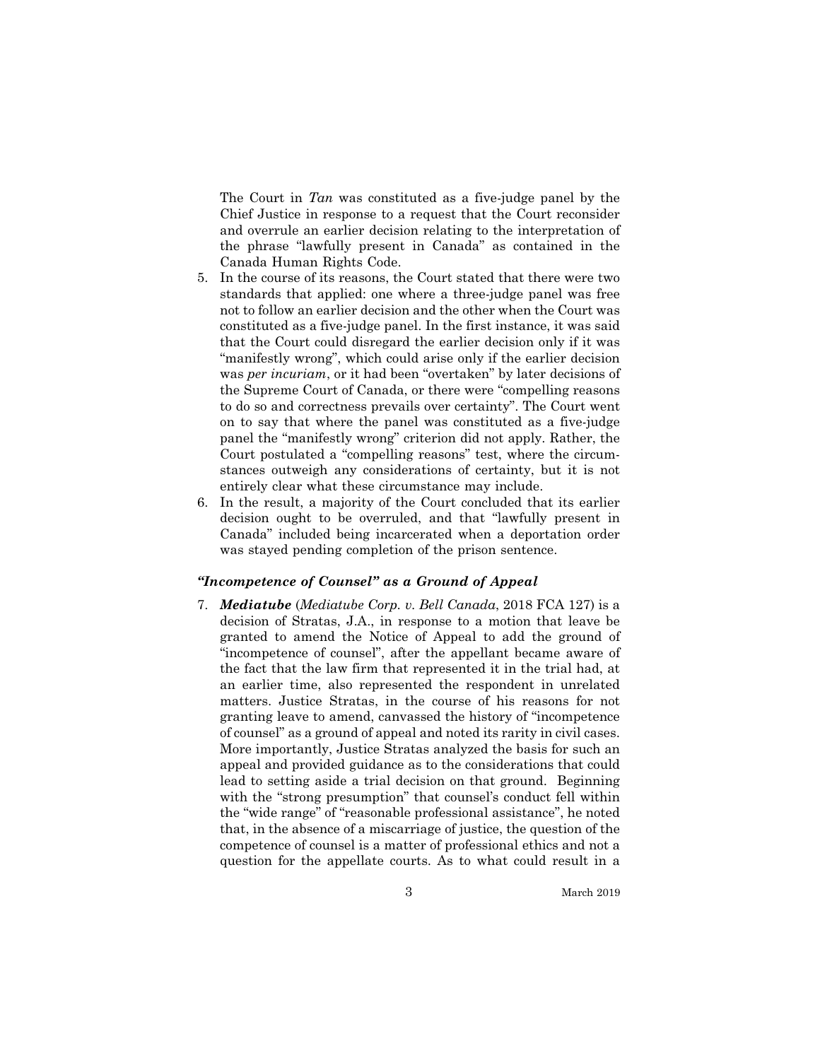The Court in *Tan* was constituted as a five-judge panel by the Chief Justice in response to a request that the Court reconsider and overrule an earlier decision relating to the interpretation of the phrase "lawfully present in Canada" as contained in the Canada Human Rights Code.

5. In the course of its reasons, the Court stated that there were two standards that applied: one where a three-judge panel was free not to follow an earlier decision and the other when the Court was constituted as a five-judge panel. In the first instance, it was said that the Court could disregard the earlier decision only if it was "manifestly wrong", which could arise only if the earlier decision was *per incuriam*, or it had been "overtaken" by later decisions of the Supreme Court of Canada, or there were "compelling reasons to do so and correctness prevails over certainty". The Court went on to say that where the panel was constituted as a five-judge panel the "manifestly wrong" criterion did not apply. Rather, the Court postulated a "compelling reasons" test, where the circumstances outweigh any considerations of certainty, but it is not entirely clear what these circumstance may include.
6. In the result, a majority of the Court concluded that its earlier decision ought to be overruled, and that "lawfully present in Canada" included being incarcerated when a deportation order was stayed pending completion of the prison sentence.

### *"Incompetence of Counsel" as a Ground of Appeal*

7. ***Mediatube*** (*Mediatube Corp. v. Bell Canada*, 2018 FCA 127) is a decision of Stratas, J.A., in response to a motion that leave be granted to amend the Notice of Appeal to add the ground of "incompetence of counsel", after the appellant became aware of the fact that the law firm that represented it in the trial had, at an earlier time, also represented the respondent in unrelated matters. Justice Stratas, in the course of his reasons for not granting leave to amend, canvassed the history of "incompetence of counsel" as a ground of appeal and noted its rarity in civil cases. More importantly, Justice Stratas analyzed the basis for such an appeal and provided guidance as to the considerations that could lead to setting aside a trial decision on that ground. Beginning with the "strong presumption" that counsel's conduct fell within the "wide range" of "reasonable professional assistance", he noted that, in the absence of a miscarriage of justice, the question of the competence of counsel is a matter of professional ethics and not a question for the appellate courts. As to what could result in a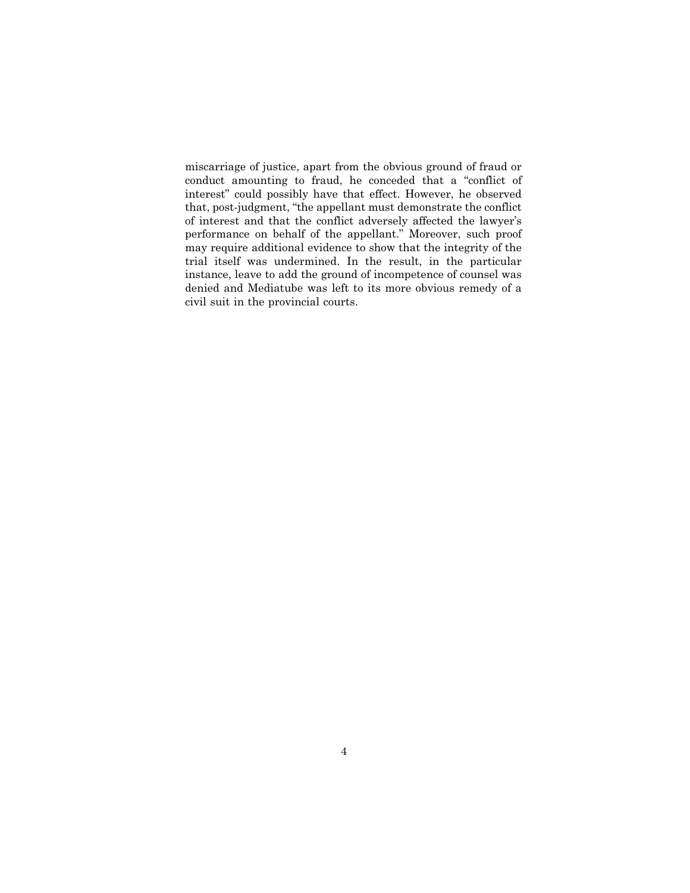miscarriage of justice, apart from the obvious ground of fraud or conduct amounting to fraud, he conceded that a "conflict of interest" could possibly have that effect. However, he observed that, post-judgment, "the appellant must demonstrate the conflict of interest and that the conflict adversely affected the lawyer's performance on behalf of the appellant." Moreover, such proof may require additional evidence to show that the integrity of the trial itself was undermined. In the result, in the particular instance, leave to add the ground of incompetence of counsel was denied and Mediatube was left to its more obvious remedy of a civil suit in the provincial courts.